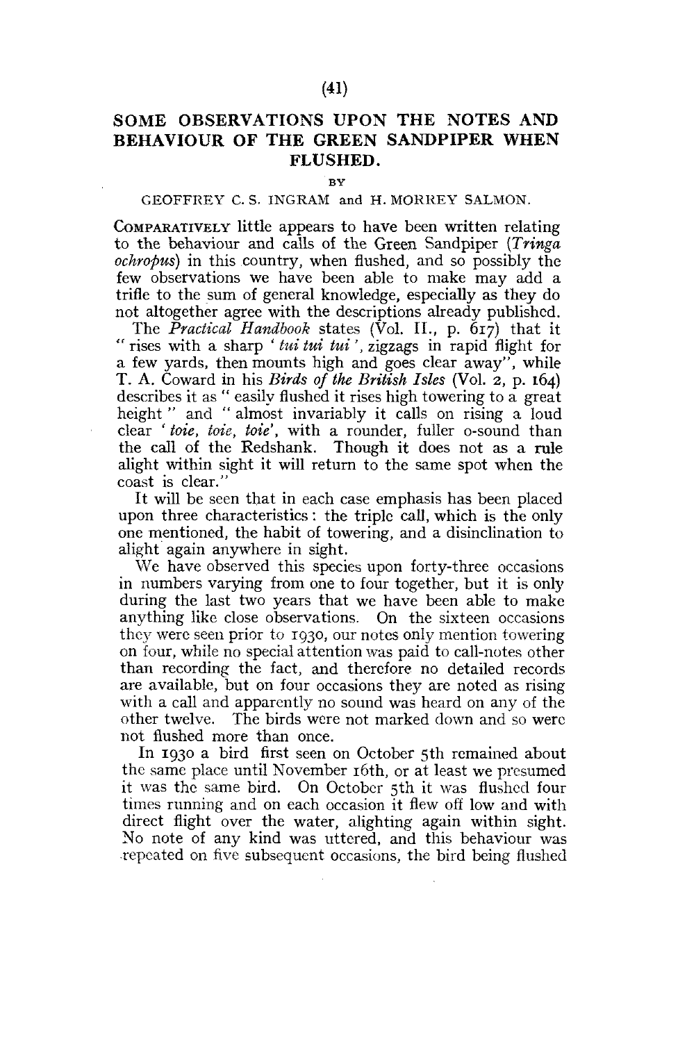# SOME OBSERVATIONS UPON THE NOTES AND BEHAVIOUR OF THE GREEN SANDPIPER WHEN FLUSHED.

BY

GEOFFREY C. S. INGRAM and H. MORREY SALMON.

COMPARATIVELY little appears to have been written relating to the behaviour and calls of the Green Sandpiper (*Tringa ochropus*) in this country, when flushed, and so possibly the few observations we have been able to make may add a trifle to the sum of general knowledge, especially as they do not altogether agree with the descriptions already published.

The *Practical Handbook* states (Vol. II., p. 617) that it "rises with a sharp '*tui tui tui*', zigzags in rapid flight for a few yards, then mounts high and goes clear away", while T. A. Coward in his *Birds of the British Isles* (Vol. 2, p. 164) describes it as "easily flushed it rises high towering to a great height" and "almost invariably it calls on rising a loud clear '*toie, toie, toie*', with a rounder, fuller o-sound than the call of the Redshank. Though it does not as a rule alight within sight it will return to the same spot when the coast is clear."

It will be seen that in each case emphasis has been placed upon three characteristics: the triple call, which is the only one mentioned, the habit of towering, and a disinclination to alight again anywhere in sight.

We have observed this species upon forty-three occasions in numbers varying from one to four together, but it is only during the last two years that we have been able to make anything like close observations. On the sixteen occasions they were seen prior to 1930, our notes only mention towering on four, while no special attention was paid to call-notes other than recording the fact, and therefore no detailed records are available, but on four occasions they are noted as rising with a call and apparently no sound was heard on any of the other twelve. The birds were not marked down and so were not flushed more than once.

In 1930 a bird first seen on October 5th remained about the same place until November 16th, or at least we presumed it was the same bird. On October 5th it was flushed four times running and on each occasion it flew off low and with direct flight over the water, alighting again within sight. No note of any kind was uttered, and this behaviour was repeated on five subsequent occasions, the bird being flushed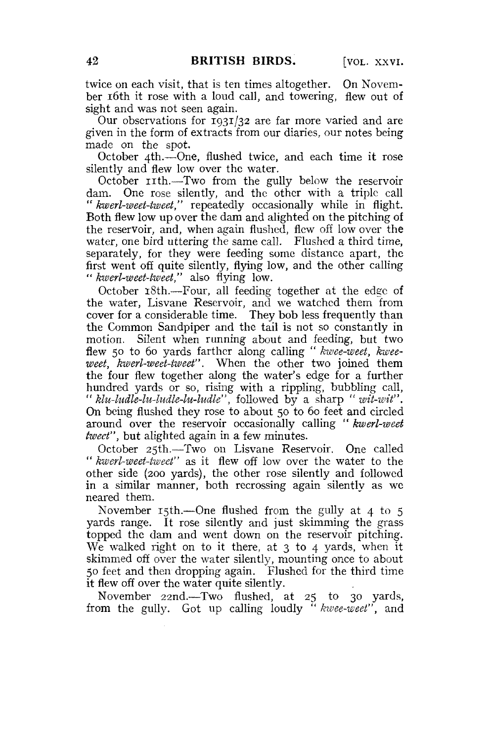twice on each visit, that is ten times altogether. On November 16th it rose with a loud call, and towering, flew out of sight and was not seen again.

Our observations for 1931/32 are far more varied and are given in the form of extracts from our diaries, our notes being made on the spot.

October 4th.—One, flushed twice, and each time it rose silently and flew low over the water.

October 11th.—Two from the gully below the reservoir dam. One rose silently, and the other with a triple call "*kwerl-weet-tweet*," repeatedly occasionally while in flight. Both flew low up over the dam and alighted on the pitching of the reservoir, and, when again flushed, flew off low over the water, one bird uttering the same call. Flushed a third time, separately, for they were feeding some distance apart, the first went off quite silently, flying low, and the other calling "*kwerl-weet-tweet*," also flying low.

October 18th.—Four, all feeding together at the edge of the water, Lisvane Reservoir, and we watched them from cover for a considerable time. They bob less frequently than the Common Sandpiper and the tail is not so constantly in motion. Silent when running about and feeding, but two flew 50 to 60 yards farther along calling "*kwee-weet, kwee-weet, kwerl-weet-tweet*". When the other two joined them the four flew together along the water's edge for a further hundred yards or so, rising with a rippling, bubbling call, "*klu-ludle-lu-ludle-lu-ludle*", followed by a sharp "*wit-wit*". On being flushed they rose to about 50 to 60 feet and circled around over the reservoir occasionally calling "*kwerl-weet tweet*", but alighted again in a few minutes.

October 25th.—Two on Lisvane Reservoir. One called "*kwerl-weet-tweet*" as it flew off low over the water to the other side (200 yards), the other rose silently and followed in a similar manner, both recrossing again silently as we neared them.

November 15th.—One flushed from the gully at 4 to 5 yards range. It rose silently and just skimming the grass topped the dam and went down on the reservoir pitching. We walked right on to it there, at 3 to 4 yards, when it skimmed off over the water silently, mounting once to about 50 feet and then dropping again. Flushed for the third time it flew off over the water quite silently.

November 22nd.—Two flushed, at 25 to 30 yards, from the gully. Got up calling loudly "*kwee-weet*", and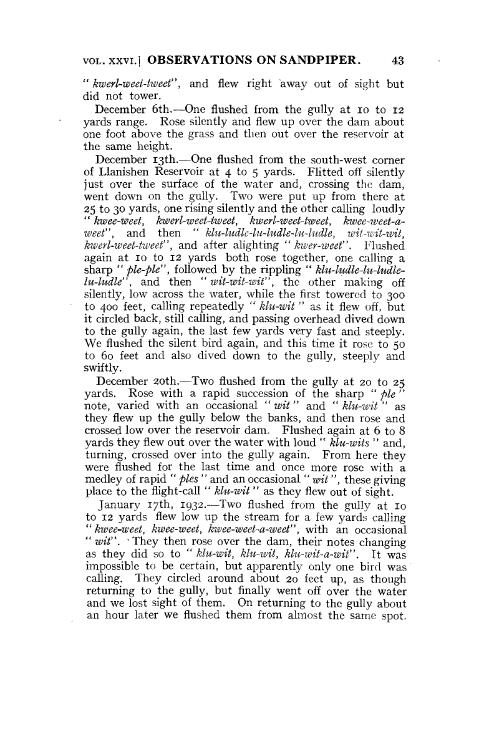"*kwerl-weet-tweet*", and flew right away out of sight but did not tower.

December 6th.—One flushed from the gully at 10 to 12 yards range. Rose silently and flew up over the dam about one foot above the grass and then out over the reservoir at the same height.

December 13th.—One flushed from the south-west corner of Llanishen Reservoir at 4 to 5 yards. Flitted off silently just over the surface of the water and, crossing the dam, went down on the gully. Two were put up from there at 25 to 30 yards, one rising silently and the other calling loudly "*kwee-weet, kwerl-weet-tweet, kwerl-weet-tweet, kwee-weet-a-weet*", and then "*klu-ludle-lu-ludle-lu-ludle, wit-wit-wit, kwerl-weet-tweet*", and after alighting "*kwer-weet*". Flushed again at 10 to 12 yards both rose together, one calling a sharp "*ple-ple*", followed by the rippling "*klu-ludle-lu-ludle-lu-ludle*", and then "*wit-wit-wit*", the other making off silently, low across the water, while the first towered to 300 to 400 feet, calling repeatedly "*klu-wit*" as it flew off, but it circled back, still calling, and passing overhead dived down to the gully again, the last few yards very fast and steeply. We flushed the silent bird again, and this time it rose to 50 to 60 feet and also dived down to the gully, steeply and swiftly.

December 20th.—Two flushed from the gully at 20 to 25 yards. Rose with a rapid succession of the sharp "*ple*" note, varied with an occasional "*wit*" and "*klu-wit*" as they flew up the gully below the banks, and then rose and crossed low over the reservoir dam. Flushed again at 6 to 8 yards they flew out over the water with loud "*klu-wits*" and, turning, crossed over into the gully again. From here they were flushed for the last time and once more rose with a medley of rapid "*ples*" and an occasional "*wit*", these giving place to the flight-call "*klu-wit*" as they flew out of sight.

January 17th, 1932.—Two flushed from the gully at 10 to 12 yards flew low up the stream for a few yards calling "*kwee-weet, kwee-weet, kwee-weet-a-weet*", with an occasional "*wit*". They then rose over the dam, their notes changing as they did so to "*klu-wit, klu-wit, klu-wit-a-wit*". It was impossible to be certain, but apparently only one bird was calling. They circled around about 20 feet up, as though returning to the gully, but finally went off over the water and we lost sight of them. On returning to the gully about an hour later we flushed them from almost the same spot.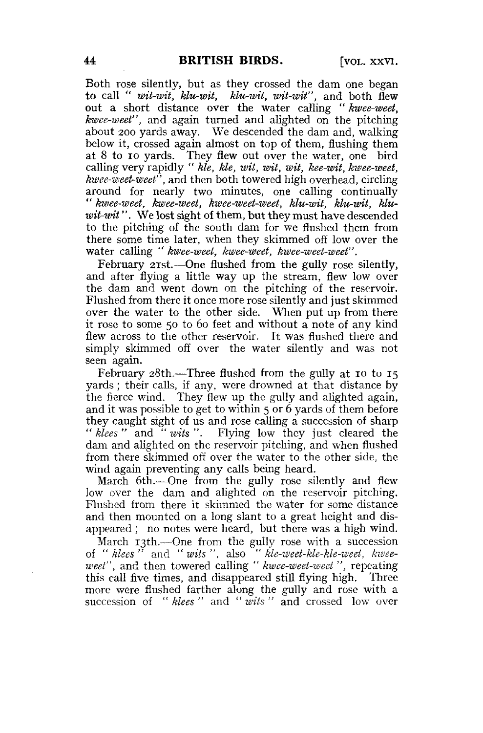Both rose silently, but as they crossed the dam one began to call "*wit-wit, klu-wit, klu-wit, wit-wit*", and both flew out a short distance over the water calling "*kwee-weet, kwee-weet*", and again turned and alighted on the pitching about 200 yards away. We descended the dam and, walking below it, crossed again almost on top of them, flushing them at 8 to 10 yards. They flew out over the water, one bird calling very rapidly "*kle, kle, wit, wit, wit, kee-wit, kwee-weet, kwee-weet-weet*", and then both towered high overhead, circling around for nearly two minutes, one calling continually "*kwee-weet, kwee-weet, kwee-weet-weet, klu-wit, klu-wit, klu-wit-wit*". We lost sight of them, but they must have descended to the pitching of the south dam for we flushed them from there some time later, when they skimmed off low over the water calling "*kwee-weet, kwee-weet, kwee-weet-weet*".

February 21st.—One flushed from the gully rose silently, and after flying a little way up the stream, flew low over the dam and went down on the pitching of the reservoir. Flushed from there it once more rose silently and just skimmed over the water to the other side. When put up from there it rose to some 50 to 60 feet and without a note of any kind flew across to the other reservoir. It was flushed there and simply skimmed off over the water silently and was not seen again.

February 28th.—Three flushed from the gully at 10 to 15 yards; their calls, if any, were drowned at that distance by the fierce wind. They flew up the gully and alighted again, and it was possible to get to within 5 or 6 yards of them before they caught sight of us and rose calling a succession of sharp "*klees*" and "*wits*". Flying low they just cleared the dam and alighted on the reservoir pitching, and when flushed from there skimmed off over the water to the other side, the wind again preventing any calls being heard.

March 6th.—One from the gully rose silently and flew low over the dam and alighted on the reservoir pitching. Flushed from there it skimmed the water for some distance and then mounted on a long slant to a great height and disappeared; no notes were heard, but there was a high wind.

March 13th.—One from the gully rose with a succession of "*klees*" and "*wits*", also "*kle-weet-kle-kle-weet, kwee-weet*", and then towered calling "*kwee-weet-weet*", repeating this call five times, and disappeared still flying high. Three more were flushed farther along the gully and rose with a succession of "*klees*" and "*wits*" and crossed low over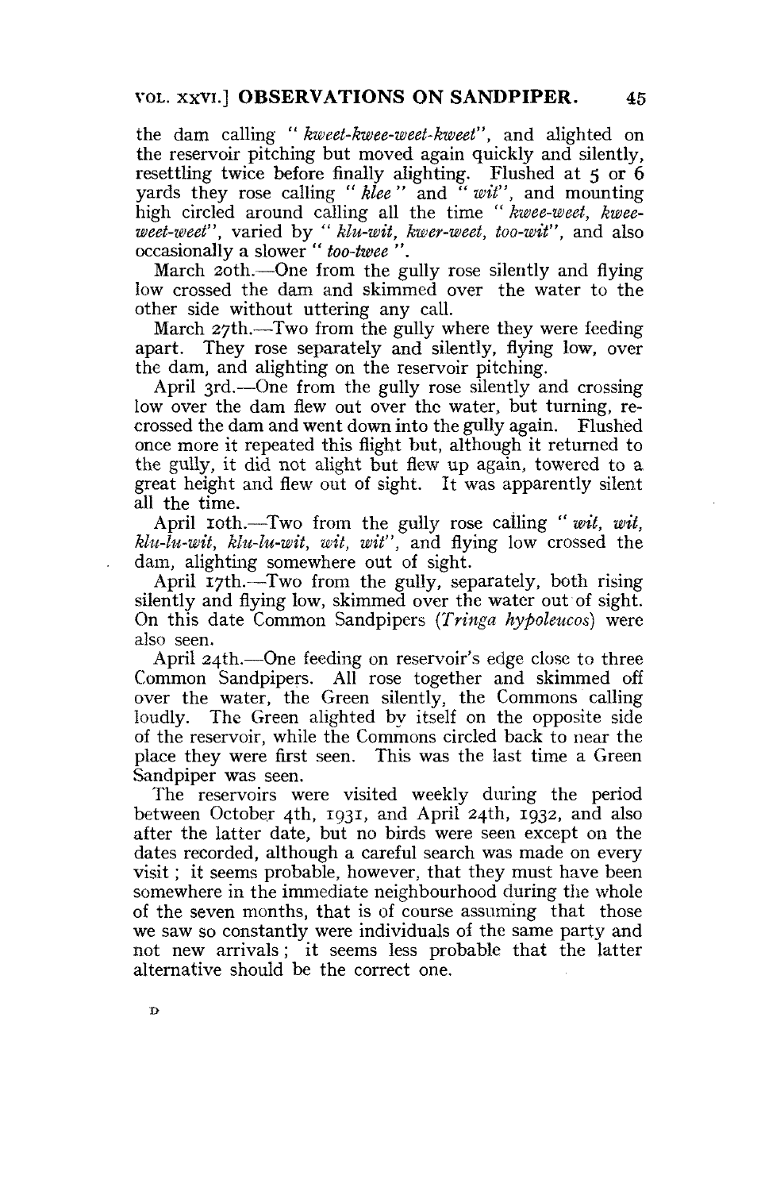the dam calling "*kweet-kwee-weet-kweet*", and alighted on the reservoir pitching but moved again quickly and silently, resettling twice before finally alighting. Flushed at 5 or 6 yards they rose calling "*klee*" and "*wit*", and mounting high circled around calling all the time "*kwee-weet, kwee-weet-weet*", varied by "*klu-wit, kwer-weet, too-wit*", and also occasionally a slower "*too-twee*".

March 20th.—One from the gully rose silently and flying low crossed the dam and skimmed over the water to the other side without uttering any call.

March 27th.—Two from the gully where they were feeding apart. They rose separately and silently, flying low, over the dam, and alighting on the reservoir pitching.

April 3rd.—One from the gully rose silently and crossing low over the dam flew out over the water, but turning, re-crossed the dam and went down into the gully again. Flushed once more it repeated this flight but, although it returned to the gully, it did not alight but flew up again, towered to a great height and flew out of sight. It was apparently silent all the time.

April 10th.—Two from the gully rose calling "*wit, wit, klu-lu-wit, klu-lu-wit, wit, wit*", and flying low crossed the dam, alighting somewhere out of sight.

April 17th.—Two from the gully, separately, both rising silently and flying low, skimmed over the water out of sight. On this date Common Sandpipers (*Tringa hypoleucos*) were also seen.

April 24th.—One feeding on reservoir's edge close to three Common Sandpipers. All rose together and skimmed off over the water, the Green silently, the Commons calling loudly. The Green alighted by itself on the opposite side of the reservoir, while the Commons circled back to near the place they were first seen. This was the last time a Green Sandpiper was seen.

The reservoirs were visited weekly during the period between October 4th, 1931, and April 24th, 1932, and also after the latter date, but no birds were seen except on the dates recorded, although a careful search was made on every visit; it seems probable, however, that they must have been somewhere in the immediate neighbourhood during the whole of the seven months, that is of course assuming that those we saw so constantly were individuals of the same party and not new arrivals; it seems less probable that the latter alternative should be the correct one.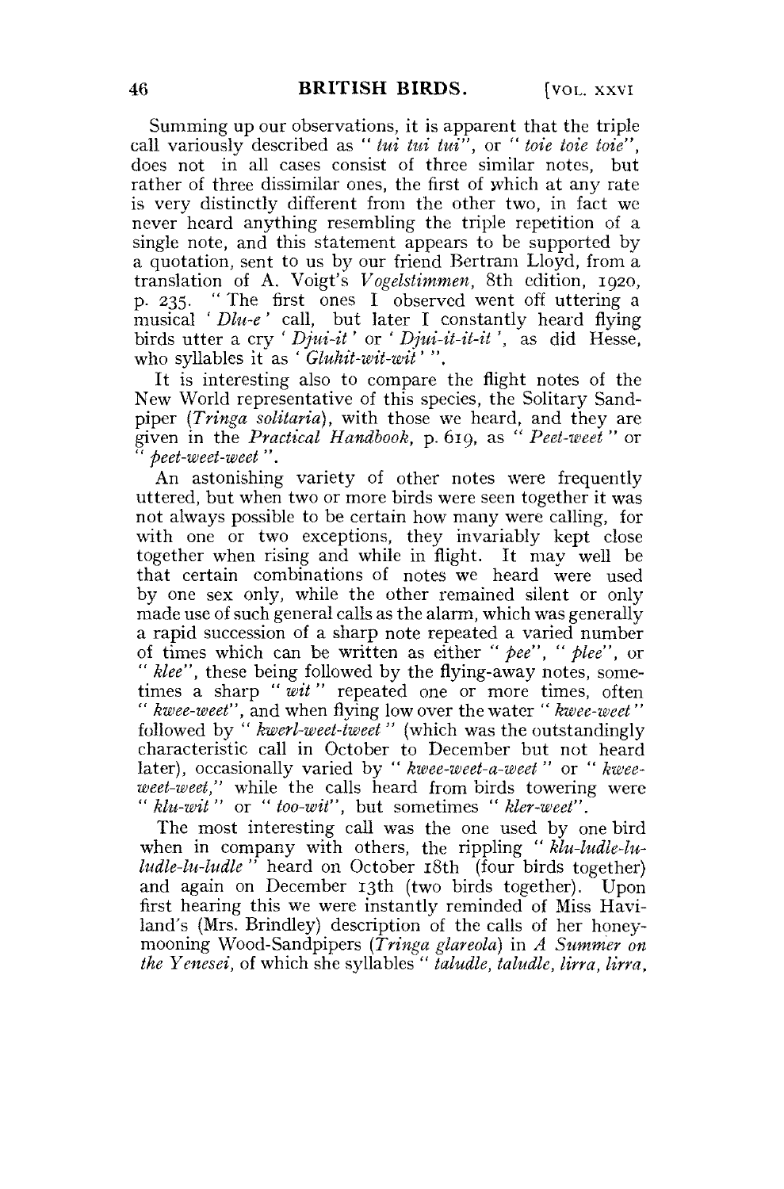Summing up our observations, it is apparent that the triple call variously described as "*tui tui tui*", or "*toie toie toie*", does not in all cases consist of three similar notes, but rather of three dissimilar ones, the first of which at any rate is very distinctly different from the other two, in fact we never heard anything resembling the triple repetition of a single note, and this statement appears to be supported by a quotation, sent to us by our friend Bertram Lloyd, from a translation of A. Voigt's *Vogelstimmen*, 8th edition, 1920, p. 235. "The first ones I observed went off uttering a musical '*Dlu-e*' call, but later I constantly heard flying birds utter a cry '*Djui-it*' or '*Djui-it-it-it*', as did Hesse, who syllables it as '*Gluhit-wit-wit*'".

It is interesting also to compare the flight notes of the New World representative of this species, the Solitary Sandpiper (*Tringa solitaria*), with those we heard, and they are given in the *Practical Handbook*, p. 619, as "*Peet-weet*" or "*peet-weet-weet*".

An astonishing variety of other notes were frequently uttered, but when two or more birds were seen together it was not always possible to be certain how many were calling, for with one or two exceptions, they invariably kept close together when rising and while in flight. It may well be that certain combinations of notes we heard were used by one sex only, while the other remained silent or only made use of such general calls as the alarm, which was generally a rapid succession of a sharp note repeated a varied number of times which can be written as either "*pee*", "*plee*", or "*klee*", these being followed by the flying-away notes, sometimes a sharp "*wit*" repeated one or more times, often "*kwee-weet*", and when flying low over the water "*kwee-weet*" followed by "*kwerl-weet-tweet*" (which was the outstandingly characteristic call in October to December but not heard later), occasionally varied by "*kwee-weet-a-weet*" or "*kwee-weet-weet*," while the calls heard from birds towering were "*klu-wit*" or "*too-wit*", but sometimes "*kler-weet*".

The most interesting call was the one used by one bird when in company with others, the rippling "*klu-ludle-lu-ludle-lu-ludle*" heard on October 18th (four birds together) and again on December 13th (two birds together). Upon first hearing this we were instantly reminded of Miss Haviland's (Mrs. Brindley) description of the calls of her honey-mooning Wood-Sandpipers (*Tringa glareola*) in *A Summer on the Yenesei*, of which she syllables "*taludle, taludle, lirra, lirra,*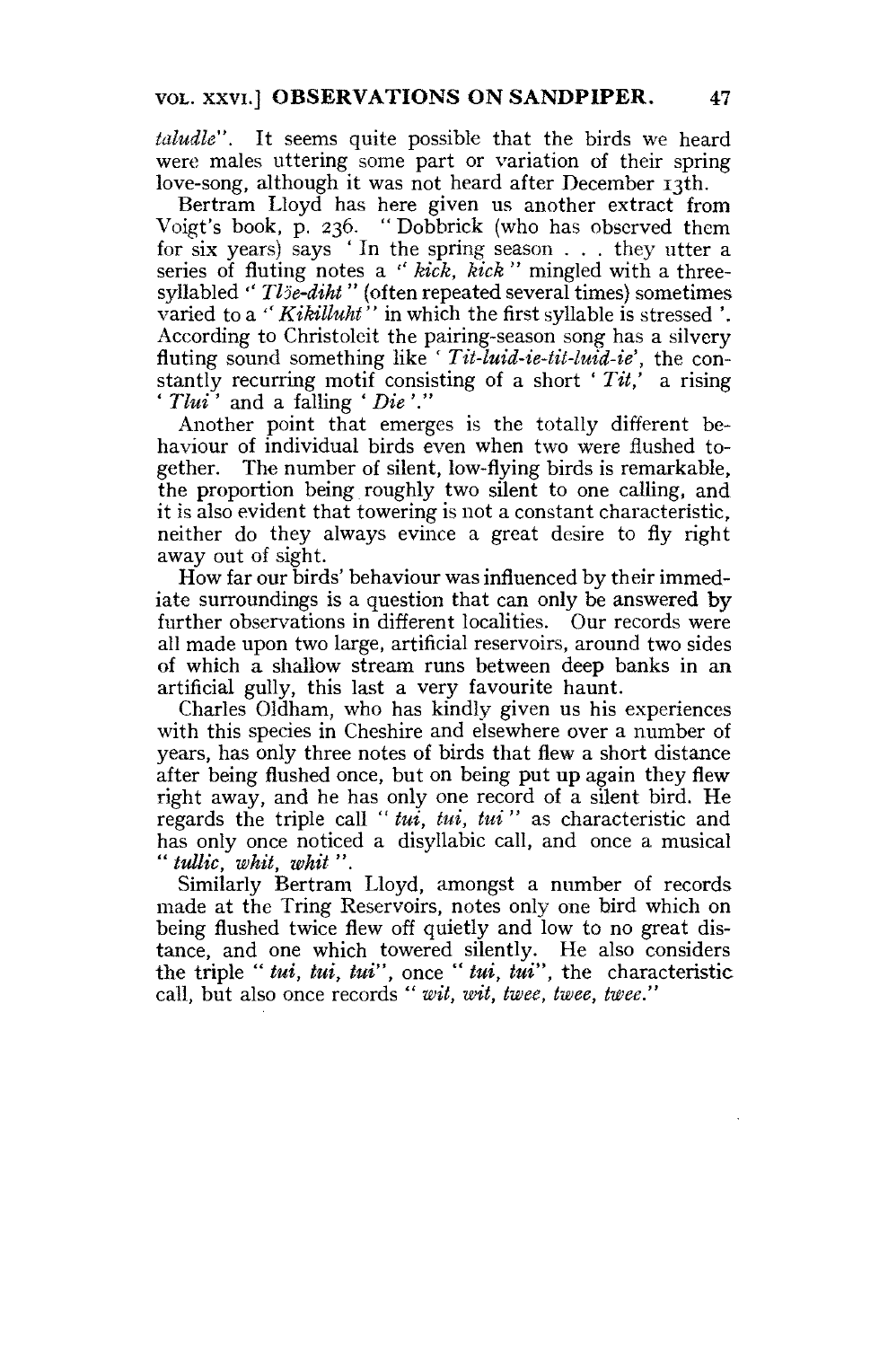*taludle*". It seems quite possible that the birds we heard were males uttering some part or variation of their spring love-song, although it was not heard after December 13th.

Bertram Lloyd has here given us another extract from Voigt's book, p. 236. "Dobbrick (who has observed them for six years) says 'In the spring season . . . they utter a series of fluting notes a "*kick, kick*" mingled with a three-syllabled "*Tlüe-diht*" (often repeated several times) sometimes varied to a "*Kikilluht*" in which the first syllable is stressed'. According to Christoleit the pairing-season song has a silvery fluting sound something like '*Tit-luid-ie-tit-luid-ie*', the constantly recurring motif consisting of a short '*Tit*,' a rising '*Tlui*' and a falling '*Die*'."

Another point that emerges is the totally different behaviour of individual birds even when two were flushed together. The number of silent, low-flying birds is remarkable, the proportion being roughly two silent to one calling, and it is also evident that towering is not a constant characteristic, neither do they always evince a great desire to fly right away out of sight.

How far our birds' behaviour was influenced by their immediate surroundings is a question that can only be answered by further observations in different localities. Our records were all made upon two large, artificial reservoirs, around two sides of which a shallow stream runs between deep banks in an artificial gully, this last a very favourite haunt.

Charles Oldham, who has kindly given us his experiences with this species in Cheshire and elsewhere over a number of years, has only three notes of birds that flew a short distance after being flushed once, but on being put up again they flew right away, and he has only one record of a silent bird. He regards the triple call "*tui, tui, tui*" as characteristic and has only once noticed a disyllabic call, and once a musical "*tullic, whit, whit*".

Similarly Bertram Lloyd, amongst a number of records made at the Tring Reservoirs, notes only one bird which on being flushed twice flew off quietly and low to no great distance, and one which towered silently. He also considers the triple "*tui, tui, tui*", once "*tui, tui*", the characteristic call, but also once records "*wit, wit, twee, twee, twee.*"